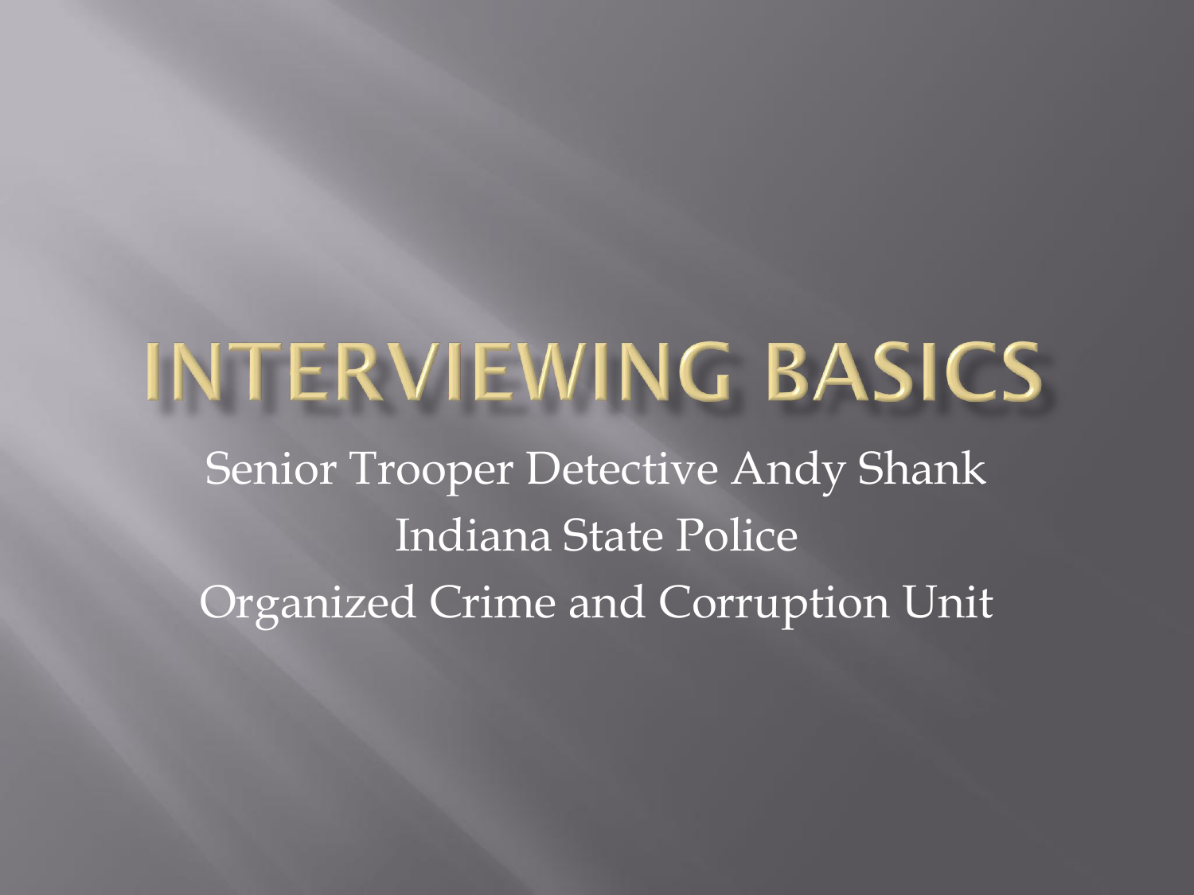# INTERVIEWING BASICS

Senior Trooper Detective Andy Shank

Indiana State Police

Organized Crime and Corruption Unit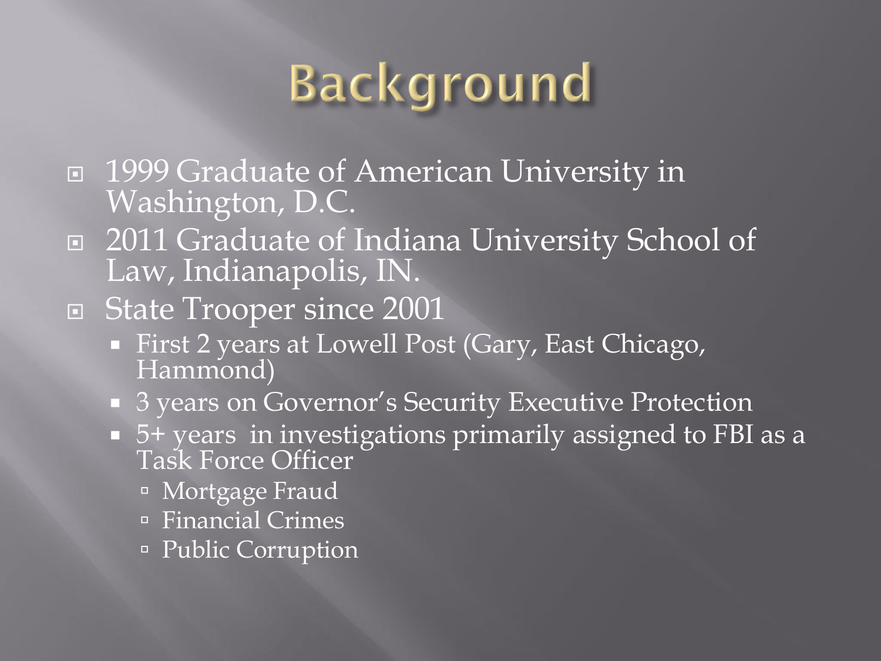# Background

- 1999 Graduate of American University in Washington, D.C.
- 2011 Graduate of Indiana University School of Law, Indianapolis, IN.
- State Trooper since 2001
  - First 2 years at Lowell Post (Gary, East Chicago, Hammond)
  - 3 years on Governor's Security Executive Protection
  - 5+ years in investigations primarily assigned to FBI as a Task Force Officer
    - Mortgage Fraud
    - Financial Crimes
    - Public Corruption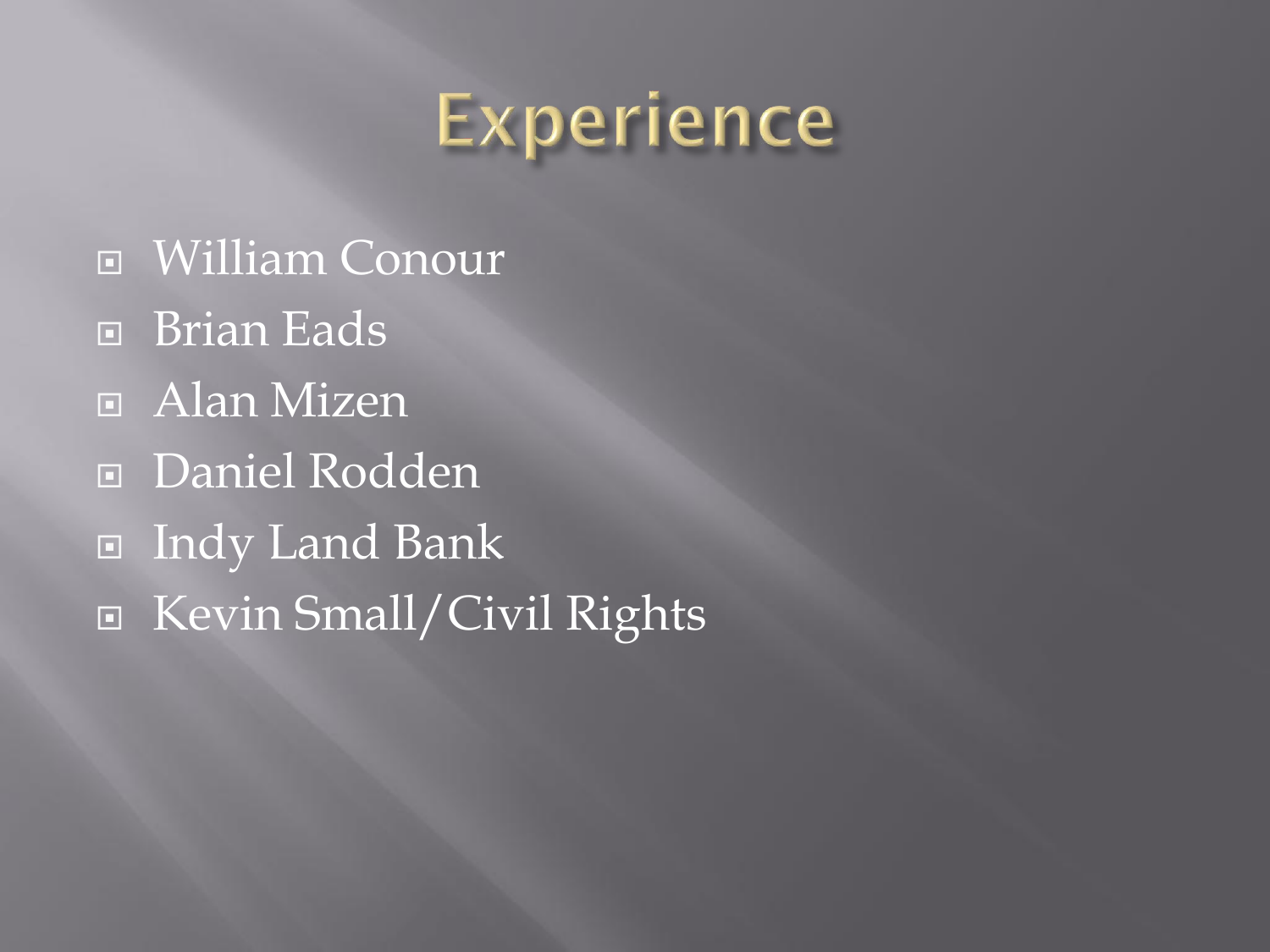# Experience

- William Conour
- Brian Eads
- Alan Mizen
- Daniel Rodden
- Indy Land Bank
- Kevin Small/Civil Rights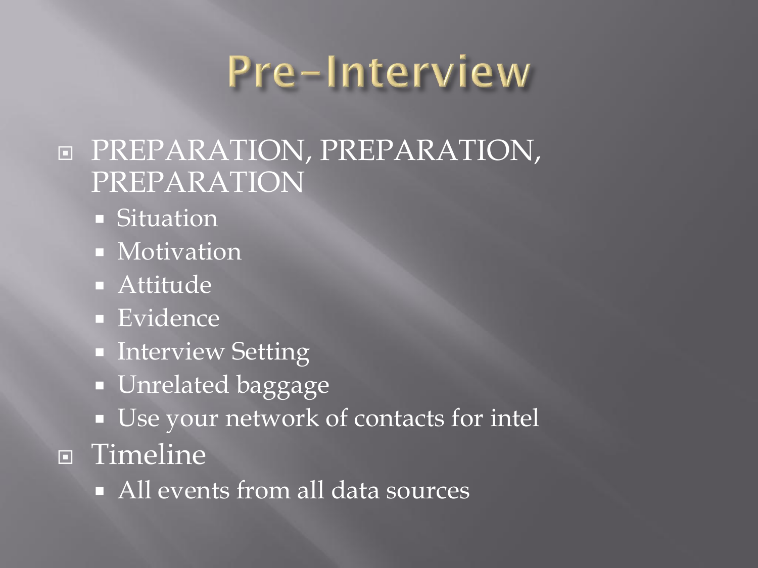# Pre-Interview

- PREPARATION, PREPARATION, PREPARATION
  - Situation
  - Motivation
  - Attitude
  - Evidence
  - Interview Setting
  - Unrelated baggage
  - Use your network of contacts for intel
- Timeline
  - All events from all data sources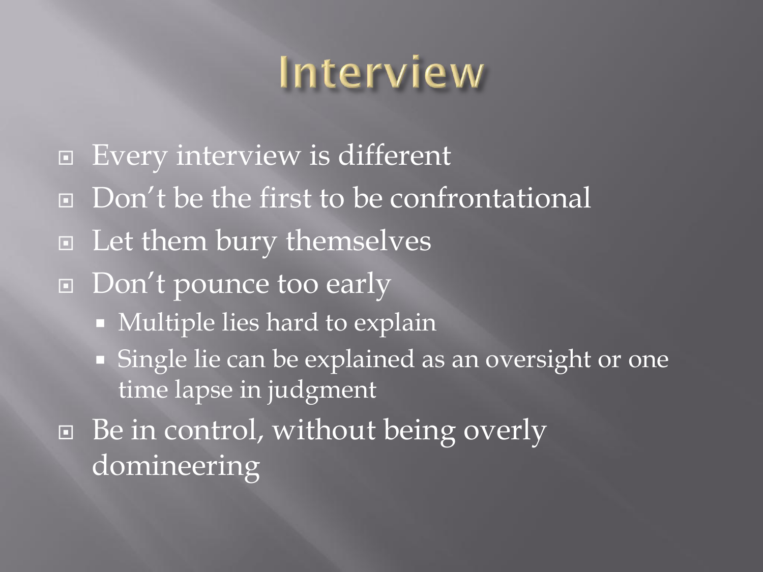# Interview

- Every interview is different
- Don't be the first to be confrontational
- Let them bury themselves
- Don't pounce too early
  - Multiple lies hard to explain
  - Single lie can be explained as an oversight or one time lapse in judgment
- Be in control, without being overly domineering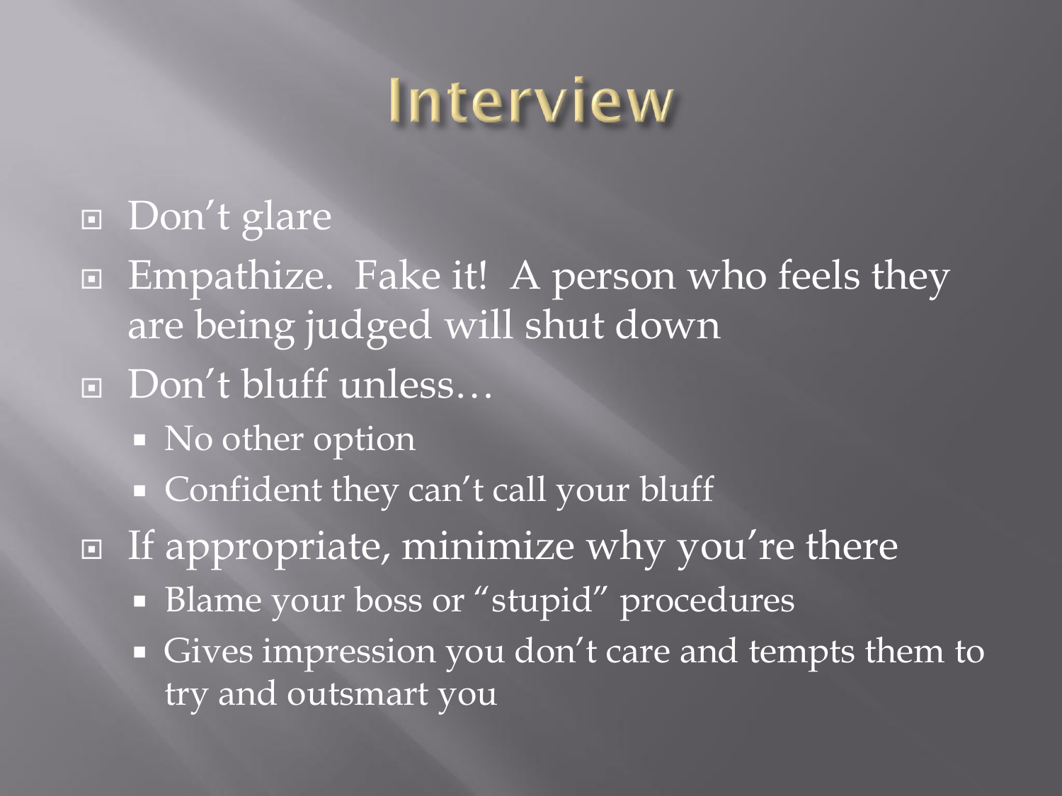# Interview

- Don’t glare
- Empathize. Fake it! A person who feels they are being judged will shut down
- Don’t bluff unless…
  - No other option
  - Confident they can’t call your bluff
- If appropriate, minimize why you’re there
  - Blame your boss or “stupid” procedures
  - Gives impression you don’t care and tempts them to try and outsmart you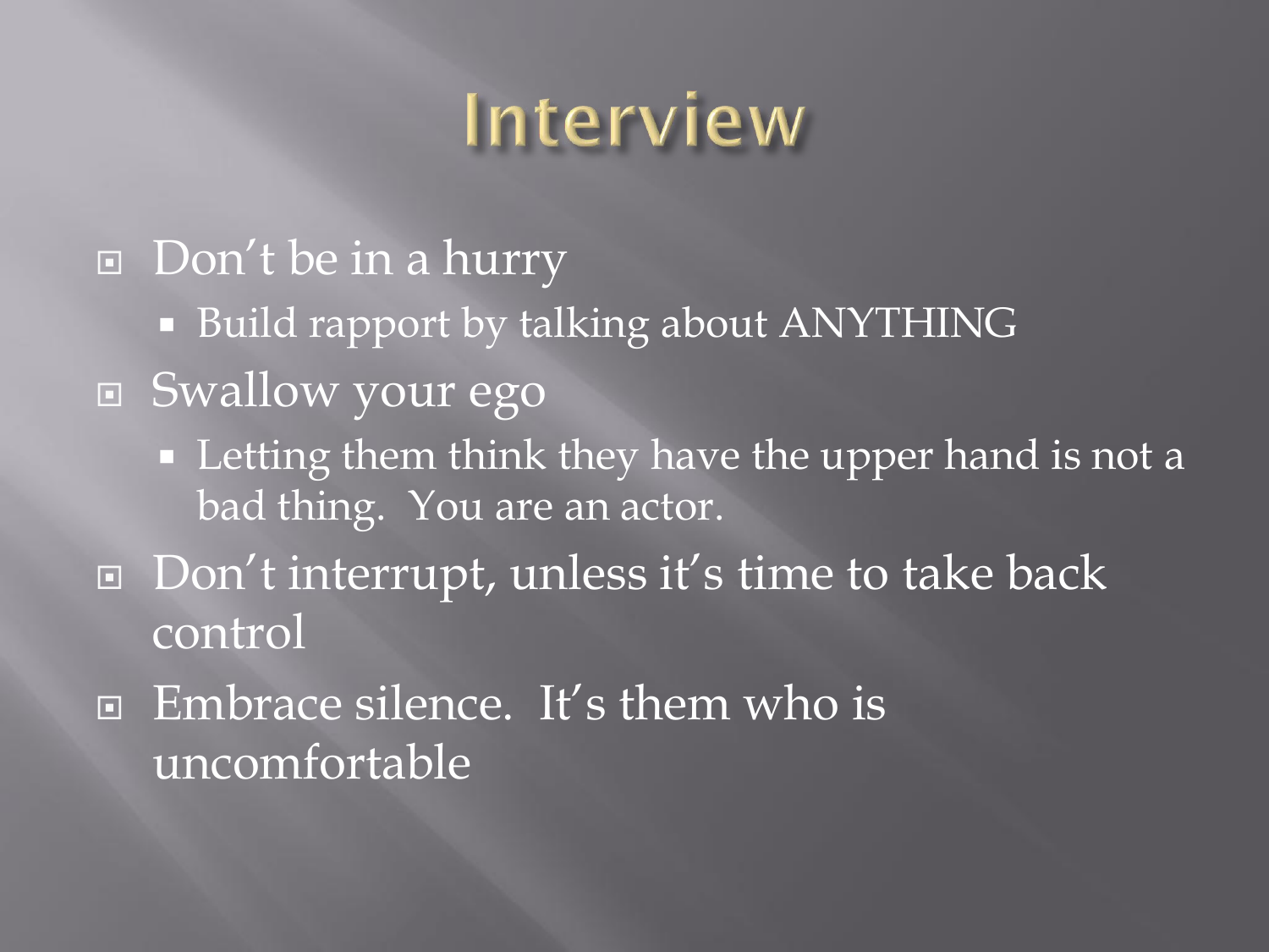# Interview

- Don’t be in a hurry
  - Build rapport by talking about ANYTHING
- Swallow your ego
  - Letting them think they have the upper hand is not a bad thing.  You are an actor.
- Don’t interrupt, unless it’s time to take back control
- Embrace silence.  It’s them who is uncomfortable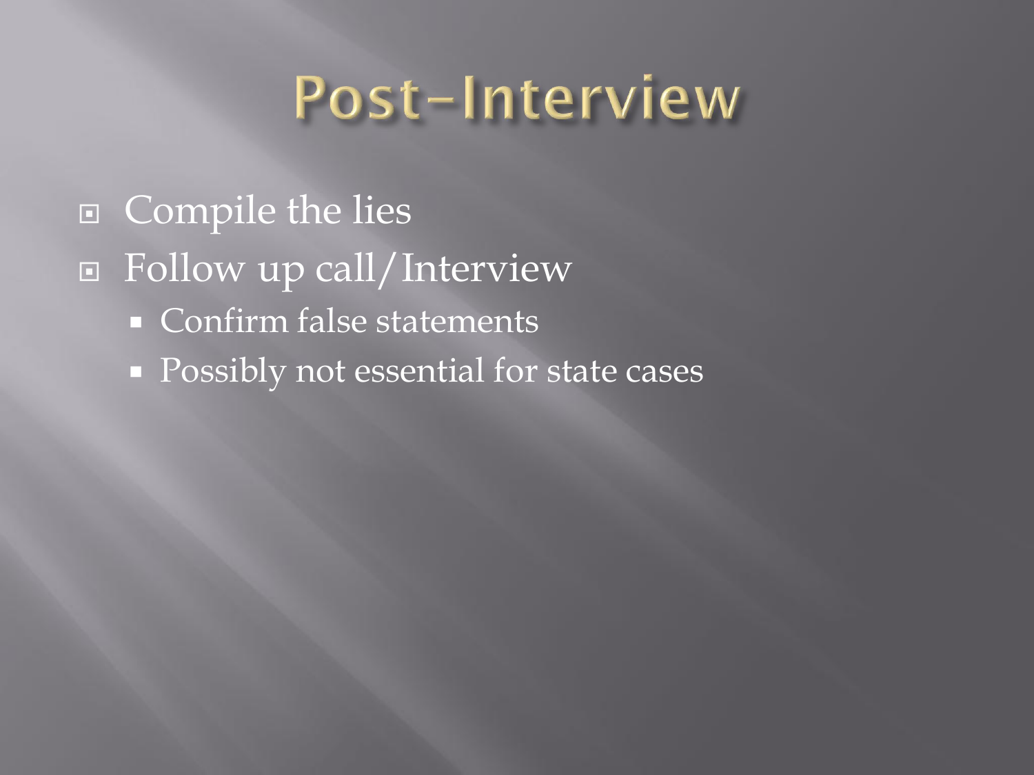# Post-Interview

- Compile the lies
- Follow up call/Interview
  - Confirm false statements
  - Possibly not essential for state cases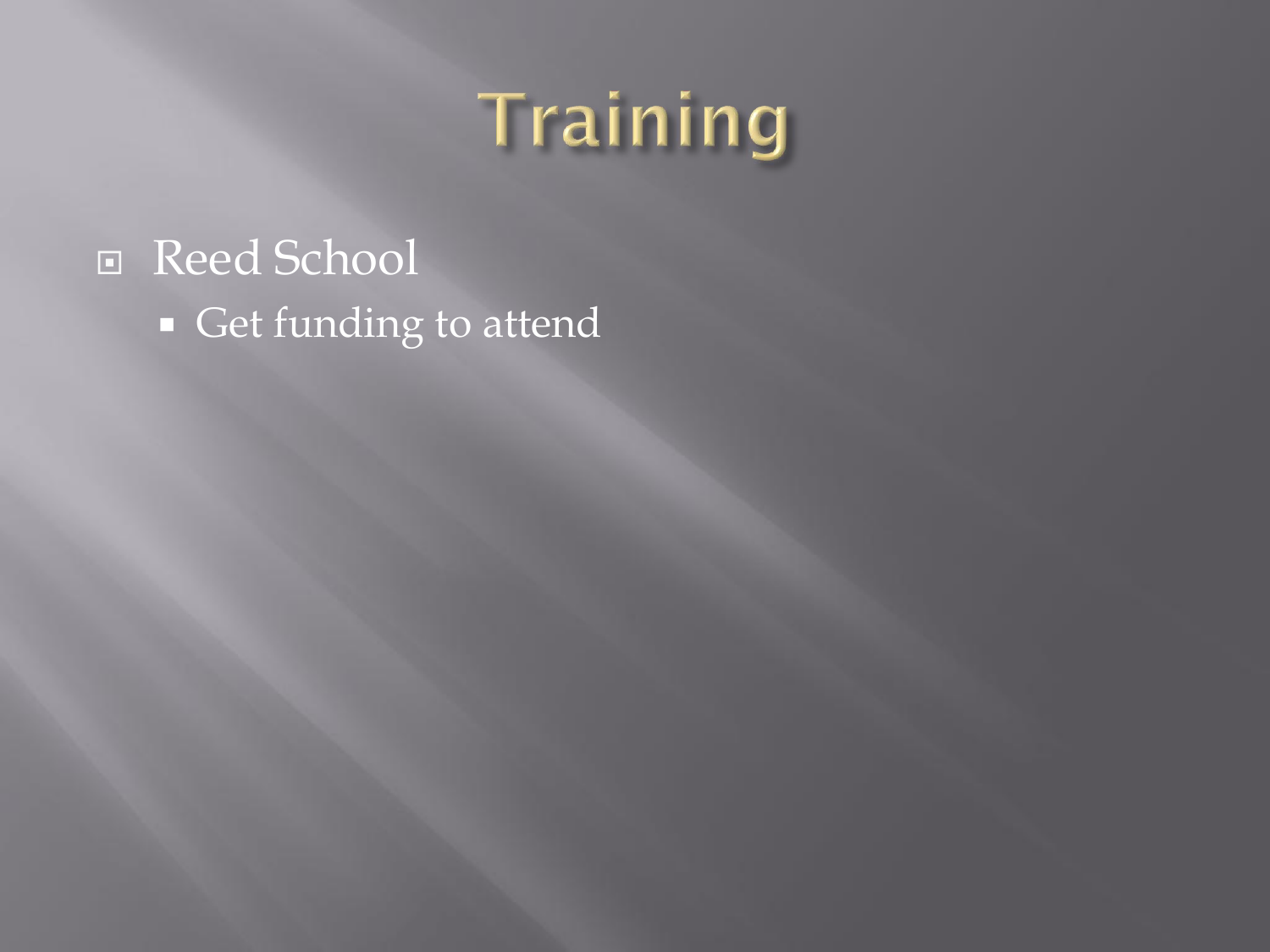# Training

- Reed School
  - Get funding to attend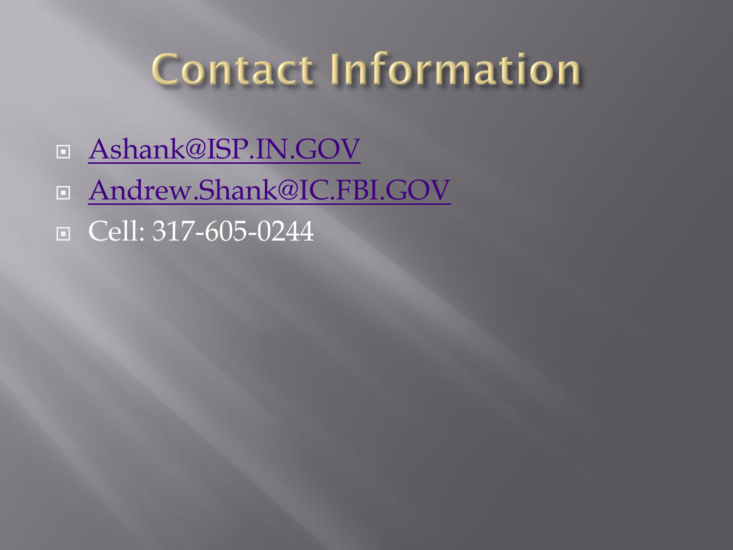# Contact Information

- Ashank@ISP.IN.GOV
- Andrew.Shank@IC.FBI.GOV
- Cell: 317-605-0244